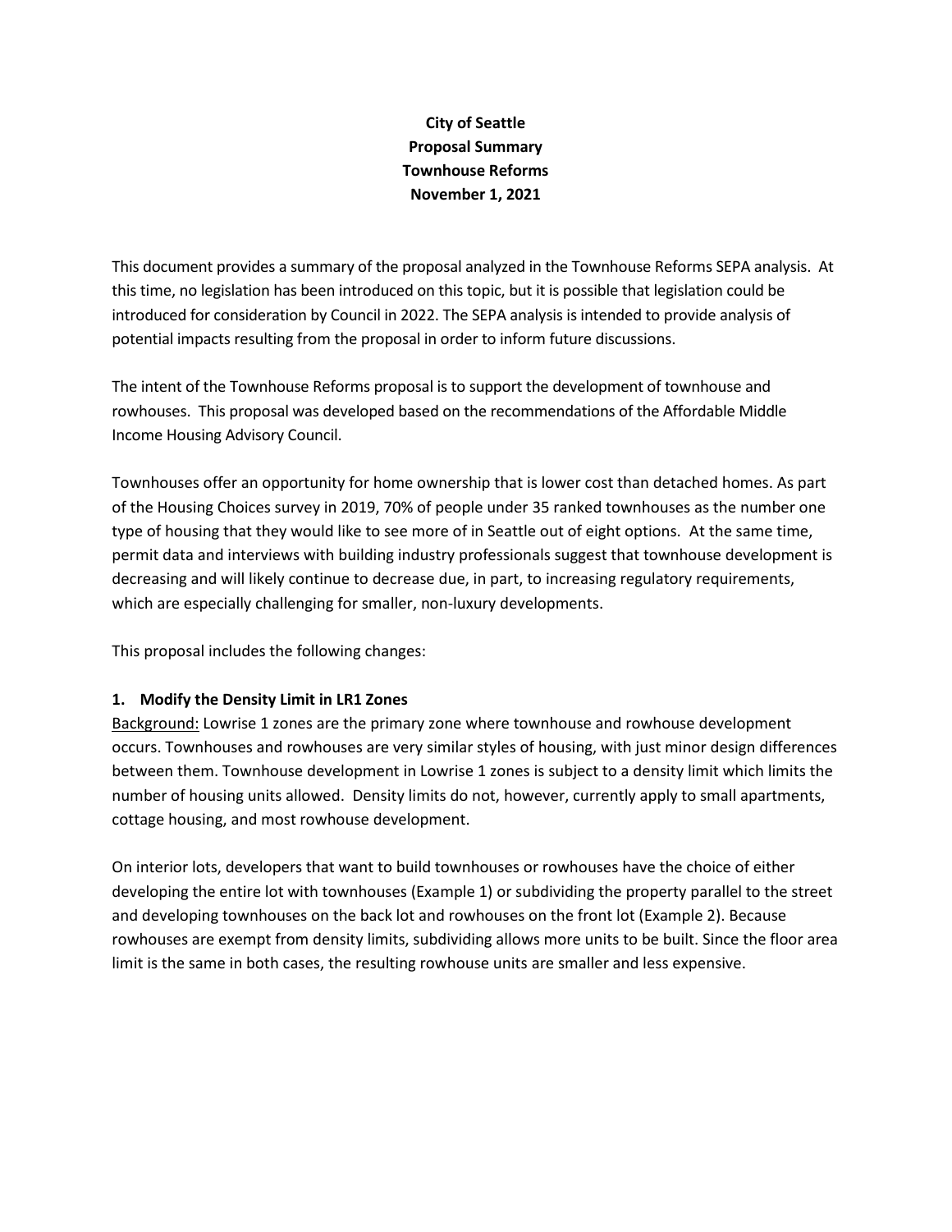**City of Seattle**
**Proposal Summary**
**Townhouse Reforms**
**November 1, 2021**

This document provides a summary of the proposal analyzed in the Townhouse Reforms SEPA analysis. At this time, no legislation has been introduced on this topic, but it is possible that legislation could be introduced for consideration by Council in 2022. The SEPA analysis is intended to provide analysis of potential impacts resulting from the proposal in order to inform future discussions.

The intent of the Townhouse Reforms proposal is to support the development of townhouse and rowhouses. This proposal was developed based on the recommendations of the Affordable Middle Income Housing Advisory Council.

Townhouses offer an opportunity for home ownership that is lower cost than detached homes. As part of the Housing Choices survey in 2019, 70% of people under 35 ranked townhouses as the number one type of housing that they would like to see more of in Seattle out of eight options. At the same time, permit data and interviews with building industry professionals suggest that townhouse development is decreasing and will likely continue to decrease due, in part, to increasing regulatory requirements, which are especially challenging for smaller, non-luxury developments.

This proposal includes the following changes:

### 1. Modify the Density Limit in LR1 Zones

Background: Lowrise 1 zones are the primary zone where townhouse and rowhouse development occurs. Townhouses and rowhouses are very similar styles of housing, with just minor design differences between them. Townhouse development in Lowrise 1 zones is subject to a density limit which limits the number of housing units allowed. Density limits do not, however, currently apply to small apartments, cottage housing, and most rowhouse development.

On interior lots, developers that want to build townhouses or rowhouses have the choice of either developing the entire lot with townhouses (Example 1) or subdividing the property parallel to the street and developing townhouses on the back lot and rowhouses on the front lot (Example 2). Because rowhouses are exempt from density limits, subdividing allows more units to be built. Since the floor area limit is the same in both cases, the resulting rowhouse units are smaller and less expensive.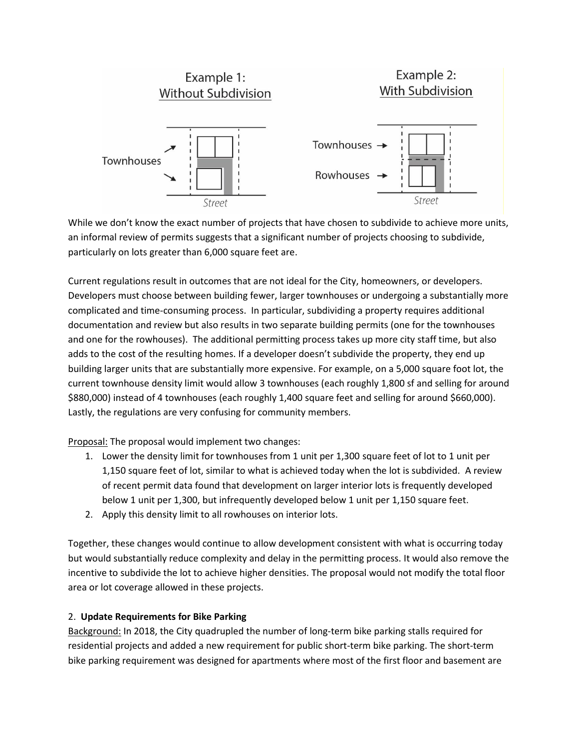Example 1: Without Subdivision

Townhouses

Street

Example 2: With Subdivision

Townhouses →

Rowhouses →

Street

While we don't know the exact number of projects that have chosen to subdivide to achieve more units, an informal review of permits suggests that a significant number of projects choosing to subdivide, particularly on lots greater than 6,000 square feet are.

Current regulations result in outcomes that are not ideal for the City, homeowners, or developers. Developers must choose between building fewer, larger townhouses or undergoing a substantially more complicated and time-consuming process. In particular, subdividing a property requires additional documentation and review but also results in two separate building permits (one for the townhouses and one for the rowhouses). The additional permitting process takes up more city staff time, but also adds to the cost of the resulting homes. If a developer doesn't subdivide the property, they end up building larger units that are substantially more expensive. For example, on a 5,000 square foot lot, the current townhouse density limit would allow 3 townhouses (each roughly 1,800 sf and selling for around $880,000) instead of 4 townhouses (each roughly 1,400 square feet and selling for around $660,000). Lastly, the regulations are very confusing for community members.

Proposal: The proposal would implement two changes:

1. Lower the density limit for townhouses from 1 unit per 1,300 square feet of lot to 1 unit per 1,150 square feet of lot, similar to what is achieved today when the lot is subdivided. A review of recent permit data found that development on larger interior lots is frequently developed below 1 unit per 1,300, but infrequently developed below 1 unit per 1,150 square feet.
2. Apply this density limit to all rowhouses on interior lots.

Together, these changes would continue to allow development consistent with what is occurring today but would substantially reduce complexity and delay in the permitting process. It would also remove the incentive to subdivide the lot to achieve higher densities. The proposal would not modify the total floor area or lot coverage allowed in these projects.

### 2. **Update Requirements for Bike Parking**

Background: In 2018, the City quadrupled the number of long-term bike parking stalls required for residential projects and added a new requirement for public short-term bike parking. The short-term bike parking requirement was designed for apartments where most of the first floor and basement are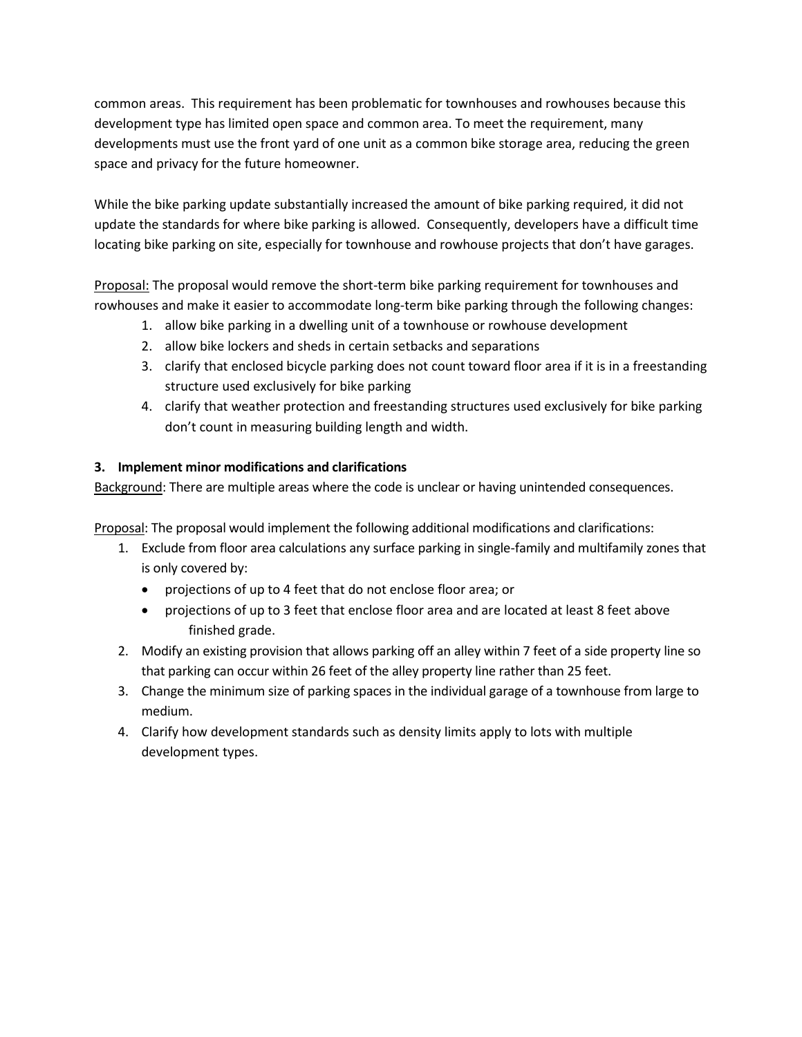common areas. This requirement has been problematic for townhouses and rowhouses because this development type has limited open space and common area. To meet the requirement, many developments must use the front yard of one unit as a common bike storage area, reducing the green space and privacy for the future homeowner.

While the bike parking update substantially increased the amount of bike parking required, it did not update the standards for where bike parking is allowed. Consequently, developers have a difficult time locating bike parking on site, especially for townhouse and rowhouse projects that don't have garages.

Proposal: The proposal would remove the short-term bike parking requirement for townhouses and rowhouses and make it easier to accommodate long-term bike parking through the following changes:

1. allow bike parking in a dwelling unit of a townhouse or rowhouse development
2. allow bike lockers and sheds in certain setbacks and separations
3. clarify that enclosed bicycle parking does not count toward floor area if it is in a freestanding structure used exclusively for bike parking
4. clarify that weather protection and freestanding structures used exclusively for bike parking don't count in measuring building length and width.

**3. Implement minor modifications and clarifications**

Background: There are multiple areas where the code is unclear or having unintended consequences.

Proposal: The proposal would implement the following additional modifications and clarifications:

1. Exclude from floor area calculations any surface parking in single-family and multifamily zones that is only covered by:
   - projections of up to 4 feet that do not enclose floor area; or
   - projections of up to 3 feet that enclose floor area and are located at least 8 feet above finished grade.
2. Modify an existing provision that allows parking off an alley within 7 feet of a side property line so that parking can occur within 26 feet of the alley property line rather than 25 feet.
3. Change the minimum size of parking spaces in the individual garage of a townhouse from large to medium.
4. Clarify how development standards such as density limits apply to lots with multiple development types.